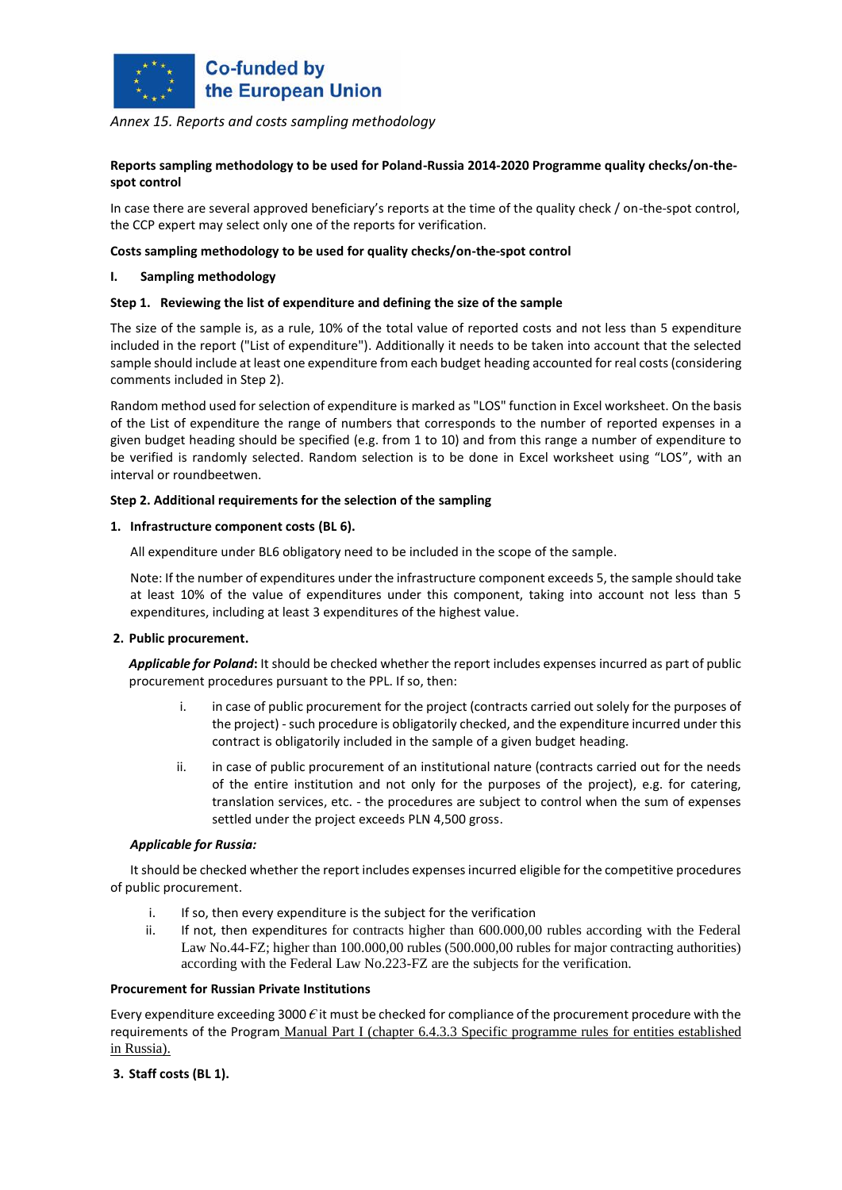Co-funded by the European Union

*Annex 15. Reports and costs sampling methodology*

**Reports sampling methodology to be used for Poland-Russia 2014-2020 Programme quality checks/on-the-spot control**

In case there are several approved beneficiary's reports at the time of the quality check / on-the-spot control, the CCP expert may select only one of the reports for verification.

**Costs sampling methodology to be used for quality checks/on-the-spot control**

**I. Sampling methodology**

**Step 1. Reviewing the list of expenditure and defining the size of the sample**

The size of the sample is, as a rule, 10% of the total value of reported costs and not less than 5 expenditure included in the report ("List of expenditure"). Additionally it needs to be taken into account that the selected sample should include at least one expenditure from each budget heading accounted for real costs (considering comments included in Step 2).

Random method used for selection of expenditure is marked as "LOS" function in Excel worksheet. On the basis of the List of expenditure the range of numbers that corresponds to the number of reported expenses in a given budget heading should be specified (e.g. from 1 to 10) and from this range a number of expenditure to be verified is randomly selected. Random selection is to be done in Excel worksheet using "LOS", with an interval or roundbeetwen.

**Step 2. Additional requirements for the selection of the sampling**

**1. Infrastructure component costs (BL 6).**

All expenditure under BL6 obligatory need to be included in the scope of the sample.

Note: If the number of expenditures under the infrastructure component exceeds 5, the sample should take at least 10% of the value of expenditures under this component, taking into account not less than 5 expenditures, including at least 3 expenditures of the highest value.

**2. Public procurement.**

***Applicable for Poland*:** It should be checked whether the report includes expenses incurred as part of public procurement procedures pursuant to the PPL. If so, then:

i. in case of public procurement for the project (contracts carried out solely for the purposes of the project) - such procedure is obligatorily checked, and the expenditure incurred under this contract is obligatorily included in the sample of a given budget heading.

ii. in case of public procurement of an institutional nature (contracts carried out for the needs of the entire institution and not only for the purposes of the project), e.g. for catering, translation services, etc. - the procedures are subject to control when the sum of expenses settled under the project exceeds PLN 4,500 gross.

***Applicable for Russia:***

It should be checked whether the report includes expenses incurred eligible for the competitive procedures of public procurement.

i. If so, then every expenditure is the subject for the verification
ii. If not, then expenditures for contracts higher than 600.000,00 rubles according with the Federal Law No.44-FZ; higher than 100.000,00 rubles (500.000,00 rubles for major contracting authorities) according with the Federal Law No.223-FZ are the subjects for the verification.

**Procurement for Russian Private Institutions**

Every expenditure exceeding 3000 € it must be checked for compliance of the procurement procedure with the requirements of the Program Manual Part I (chapter 6.4.3.3 Specific programme rules for entities established in Russia).

**3. Staff costs (BL 1).**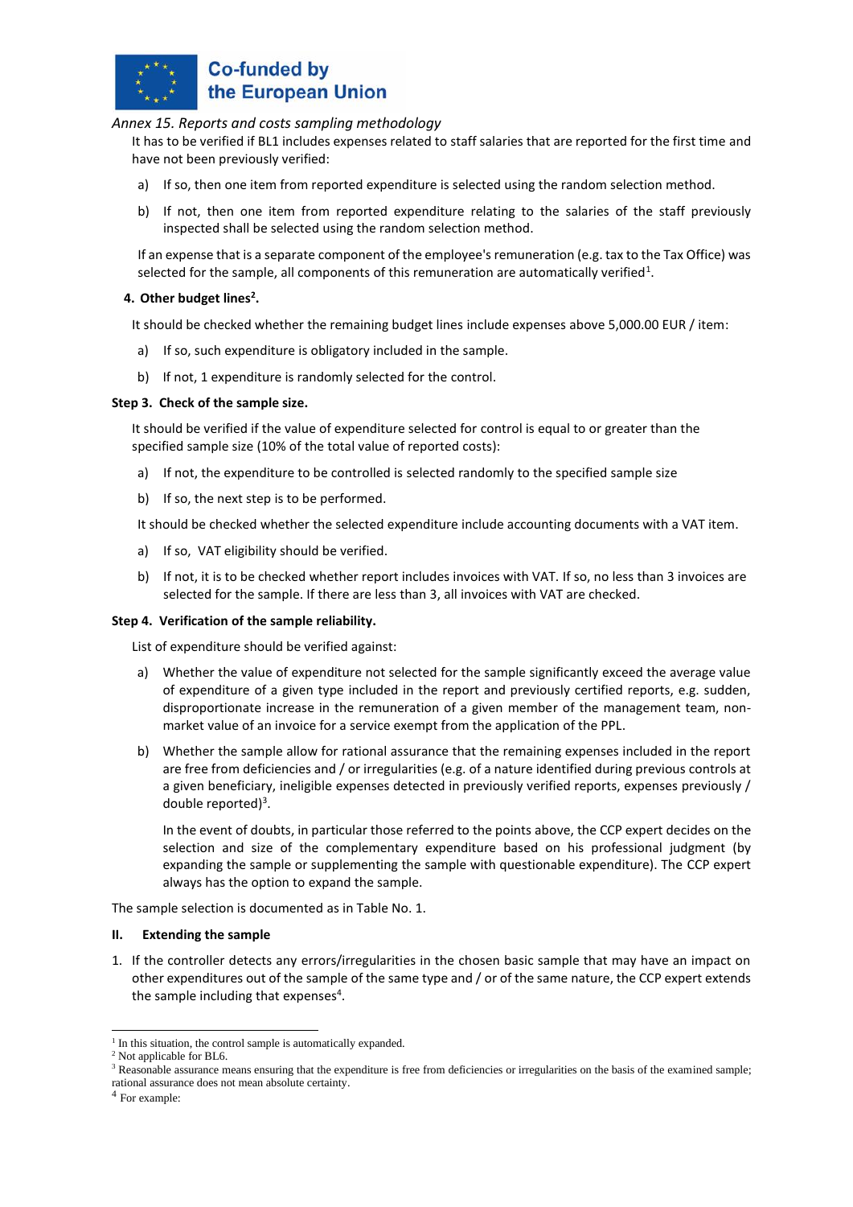*Annex 15. Reports and costs sampling methodology*

It has to be verified if BL1 includes expenses related to staff salaries that are reported for the first time and have not been previously verified:

a) If so, then one item from reported expenditure is selected using the random selection method.

b) If not, then one item from reported expenditure relating to the salaries of the staff previously inspected shall be selected using the random selection method.

If an expense that is a separate component of the employee's remuneration (e.g. tax to the Tax Office) was selected for the sample, all components of this remuneration are automatically verified[1].

**4. Other budget lines[2].**

It should be checked whether the remaining budget lines include expenses above 5,000.00 EUR / item:

a) If so, such expenditure is obligatory included in the sample.

b) If not, 1 expenditure is randomly selected for the control.

**Step 3. Check of the sample size.**

It should be verified if the value of expenditure selected for control is equal to or greater than the specified sample size (10% of the total value of reported costs):

a) If not, the expenditure to be controlled is selected randomly to the specified sample size

b) If so, the next step is to be performed.

It should be checked whether the selected expenditure include accounting documents with a VAT item.

a) If so, VAT eligibility should be verified.

b) If not, it is to be checked whether report includes invoices with VAT. If so, no less than 3 invoices are selected for the sample. If there are less than 3, all invoices with VAT are checked.

**Step 4. Verification of the sample reliability.**

List of expenditure should be verified against:

a) Whether the value of expenditure not selected for the sample significantly exceed the average value of expenditure of a given type included in the report and previously certified reports, e.g. sudden, disproportionate increase in the remuneration of a given member of the management team, non-market value of an invoice for a service exempt from the application of the PPL.

b) Whether the sample allow for rational assurance that the remaining expenses included in the report are free from deficiencies and / or irregularities (e.g. of a nature identified during previous controls at a given beneficiary, ineligible expenses detected in previously verified reports, expenses previously / double reported)[3].

In the event of doubts, in particular those referred to the points above, the CCP expert decides on the selection and size of the complementary expenditure based on his professional judgment (by expanding the sample or supplementing the sample with questionable expenditure). The CCP expert always has the option to expand the sample.

The sample selection is documented as in Table No. 1.

**II. Extending the sample**

1. If the controller detects any errors/irregularities in the chosen basic sample that may have an impact on other expenditures out of the sample of the same type and / or of the same nature, the CCP expert extends the sample including that expenses[4].

---

[1] In this situation, the control sample is automatically expanded.

[2] Not applicable for BL6.

[3] Reasonable assurance means ensuring that the expenditure is free from deficiencies or irregularities on the basis of the examined sample; rational assurance does not mean absolute certainty.

[4] For example: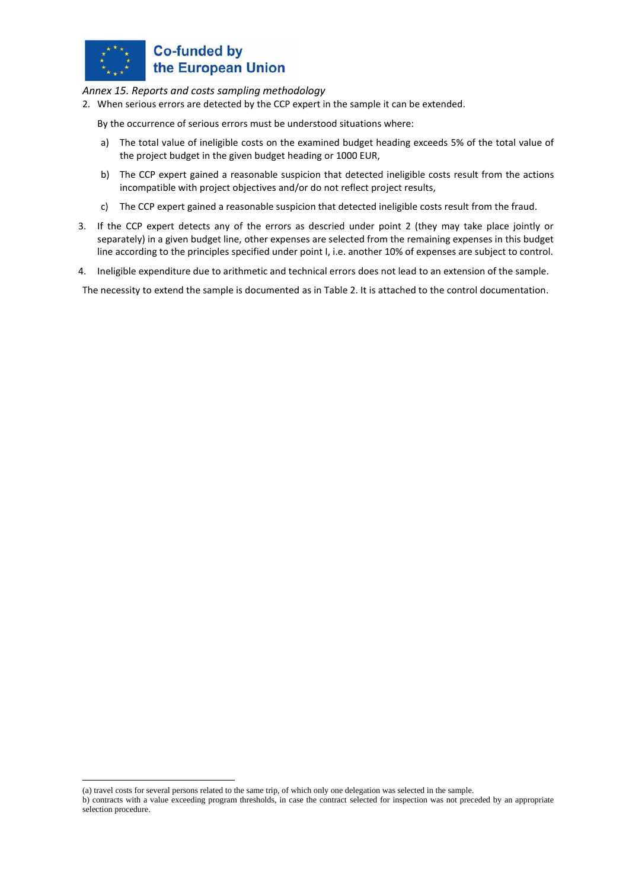*Annex 15. Reports and costs sampling methodology*

2. When serious errors are detected by the CCP expert in the sample it can be extended.

   By the occurrence of serious errors must be understood situations where:

   a) The total value of ineligible costs on the examined budget heading exceeds 5% of the total value of the project budget in the given budget heading or 1000 EUR,

   b) The CCP expert gained a reasonable suspicion that detected ineligible costs result from the actions incompatible with project objectives and/or do not reflect project results,

   c) The CCP expert gained a reasonable suspicion that detected ineligible costs result from the fraud.

3. If the CCP expert detects any of the errors as descried under point 2 (they may take place jointly or separately) in a given budget line, other expenses are selected from the remaining expenses in this budget line according to the principles specified under point I, i.e. another 10% of expenses are subject to control.

4. Ineligible expenditure due to arithmetic and technical errors does not lead to an extension of the sample.

The necessity to extend the sample is documented as in Table 2. It is attached to the control documentation.

---

(a) travel costs for several persons related to the same trip, of which only one delegation was selected in the sample.

b) contracts with a value exceeding program thresholds, in case the contract selected for inspection was not preceded by an appropriate selection procedure.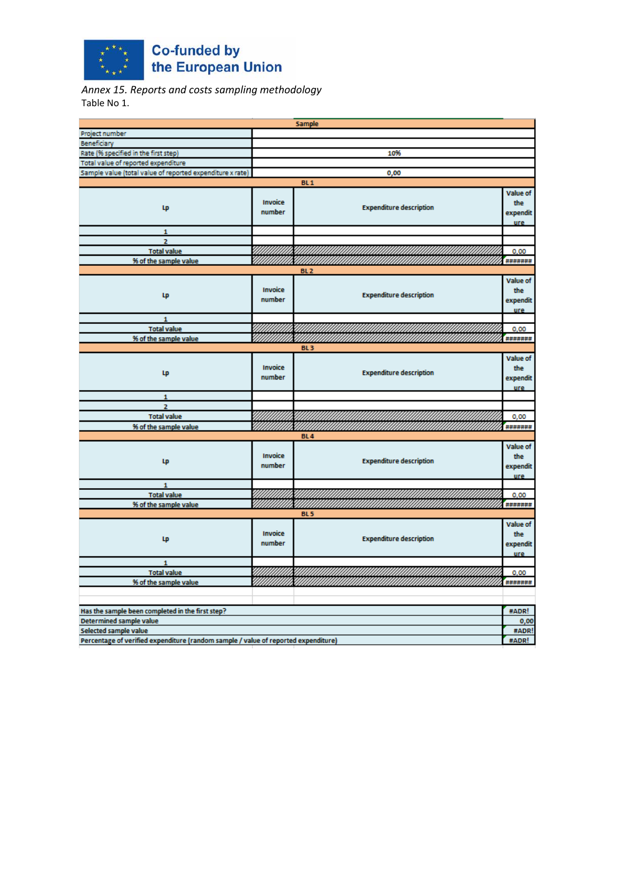Co-funded by the European Union

*Annex 15. Reports and costs sampling methodology*

Table No 1.

| Sample | | | |
|---|---|---|---|
| Project number | | | |
| Beneficiary | | | |
| Rate (% specified in the first step) | 10% | | |
| Total value of reported expenditure | | | |
| Sample value (total value of reported expenditure x rate) | 0,00 | | |
| **BL 1** | | | |
| **Lp** | **Invoice number** | **Expenditure description** | **Value of the expenditure** |
| 1 | | | |
| 2 | | | |
| **Total value** | | | 0,00 |
| **% of the sample value** | | | ####### |
| **BL 2** | | | |
| **Lp** | **Invoice number** | **Expenditure description** | **Value of the expenditure** |
| 1 | | | |
| **Total value** | | | 0,00 |
| **% of the sample value** | | | ####### |
| **BL 3** | | | |
| **Lp** | **Invoice number** | **Expenditure description** | **Value of the expenditure** |
| 1 | | | |
| 2 | | | |
| **Total value** | | | 0,00 |
| **% of the sample value** | | | ####### |
| **BL 4** | | | |
| **Lp** | **Invoice number** | **Expenditure description** | **Value of the expenditure** |
| 1 | | | |
| **Total value** | | | 0,00 |
| **% of the sample value** | | | ####### |
| **BL 5** | | | |
| **Lp** | **Invoice number** | **Expenditure description** | **Value of the expenditure** |
| 1 | | | |
| **Total value** | | | 0,00 |
| **% of the sample value** | | | ####### |

| | |
|---|---|
| Has the sample been completed in the first step? | #ADR! |
| Determined sample value | 0,00 |
| Selected sample value | #ADR! |
| Percentage of verified expenditure (random sample / value of reported expenditure) | #ADR! |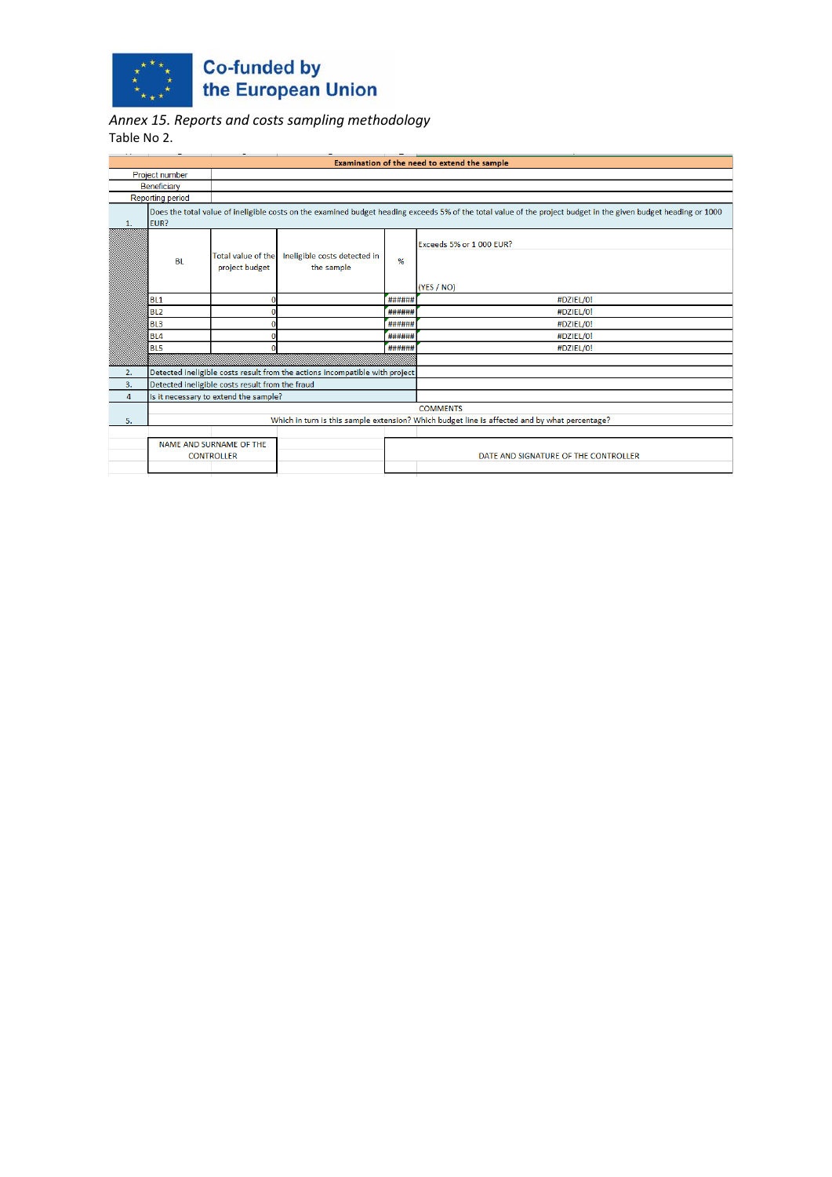Co-funded by the European Union

*Annex 15. Reports and costs sampling methodology*

Table No 2.

| | | | | | |
|---|---|---|---|---|---|
| **Examination of the need to extend the sample** | | | | | |
| Project number | | | | | |
| Beneficiary | | | | | |
| Reporting period | | | | | |
| 1. | Does the total value of ineligible costs on the examined budget heading exceeds 5% of the total value of the project budget in the given budget heading or 1000 EUR? | | | | |
| | BL | Total value of the project budget | Ineligible costs detected in the sample | % | Exceeds 5% or 1 000 EUR? (YES / NO) |
| | BL1 | 0 | | ###### | #DZIEL/0! |
| | BL2 | 0 | | ###### | #DZIEL/0! |
| | BL3 | 0 | | ###### | #DZIEL/0! |
| | BL4 | 0 | | ###### | #DZIEL/0! |
| | BL5 | 0 | | ###### | #DZIEL/0! |
| 2. | Detected ineligible costs result from the actions incompatible with project | | | | |
| 3. | Detected ineligible costs result from the fraud | | | | |
| 4 | Is it necessary to extend the sample? | | | | |
| | COMMENTS | | | | |
| 5. | Which in turn is this sample extension? Which budget line is affected and by what percentage? | | | | |

| | |
|---|---|
| NAME AND SURNAME OF THE CONTROLLER | DATE AND SIGNATURE OF THE CONTROLLER |